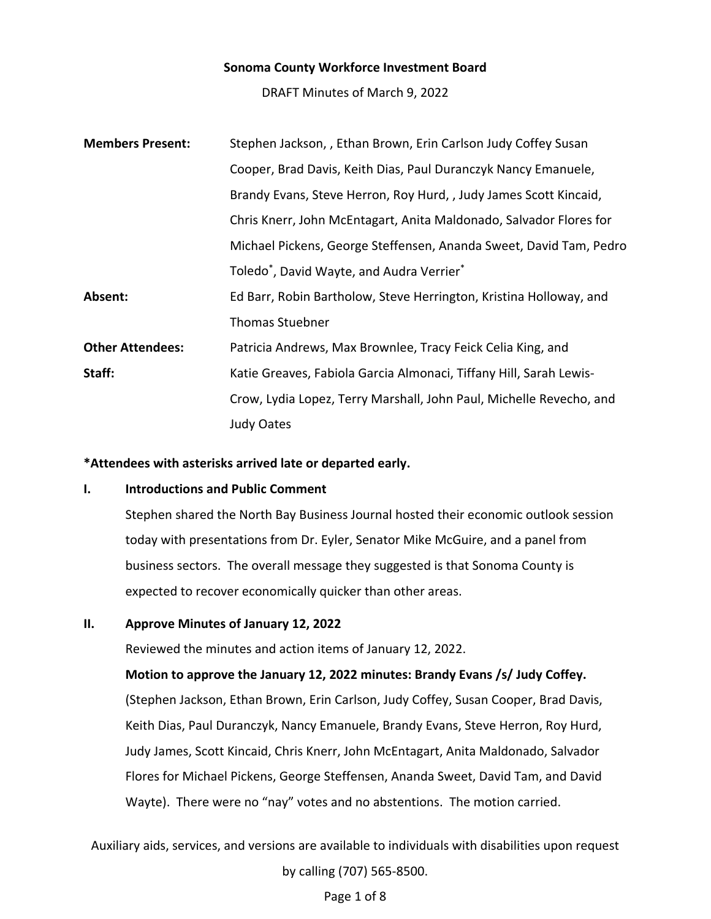**Sonoma County Workforce Investment Board**

DRAFT Minutes of March 9, 2022

| | |
|---|---|
| **Members Present:** | Stephen Jackson, , Ethan Brown, Erin Carlson Judy Coffey Susan Cooper, Brad Davis, Keith Dias, Paul Duranczyk Nancy Emanuele, Brandy Evans, Steve Herron, Roy Hurd, , Judy James Scott Kincaid, Chris Knerr, John McEntagart, Anita Maldonado, Salvador Flores for Michael Pickens, George Steffensen, Ananda Sweet, David Tam, Pedro Toledo*, David Wayte, and Audra Verrier* |
| **Absent:** | Ed Barr, Robin Bartholow, Steve Herrington, Kristina Holloway, and Thomas Stuebner |
| **Other Attendees:** | Patricia Andrews, Max Brownlee, Tracy Feick Celia King, and |
| **Staff:** | Katie Greaves, Fabiola Garcia Almonaci, Tiffany Hill, Sarah Lewis-Crow, Lydia Lopez, Terry Marshall, John Paul, Michelle Revecho, and Judy Oates |

**\*Attendees with asterisks arrived late or departed early.**

**I. Introductions and Public Comment**

Stephen shared the North Bay Business Journal hosted their economic outlook session today with presentations from Dr. Eyler, Senator Mike McGuire, and a panel from business sectors. The overall message they suggested is that Sonoma County is expected to recover economically quicker than other areas.

**II. Approve Minutes of January 12, 2022**

Reviewed the minutes and action items of January 12, 2022.

**Motion to approve the January 12, 2022 minutes: Brandy Evans /s/ Judy Coffey.** (Stephen Jackson, Ethan Brown, Erin Carlson, Judy Coffey, Susan Cooper, Brad Davis, Keith Dias, Paul Duranczyk, Nancy Emanuele, Brandy Evans, Steve Herron, Roy Hurd, Judy James, Scott Kincaid, Chris Knerr, John McEntagart, Anita Maldonado, Salvador Flores for Michael Pickens, George Steffensen, Ananda Sweet, David Tam, and David Wayte). There were no "nay" votes and no abstentions. The motion carried.

Auxiliary aids, services, and versions are available to individuals with disabilities upon request by calling (707) 565-8500.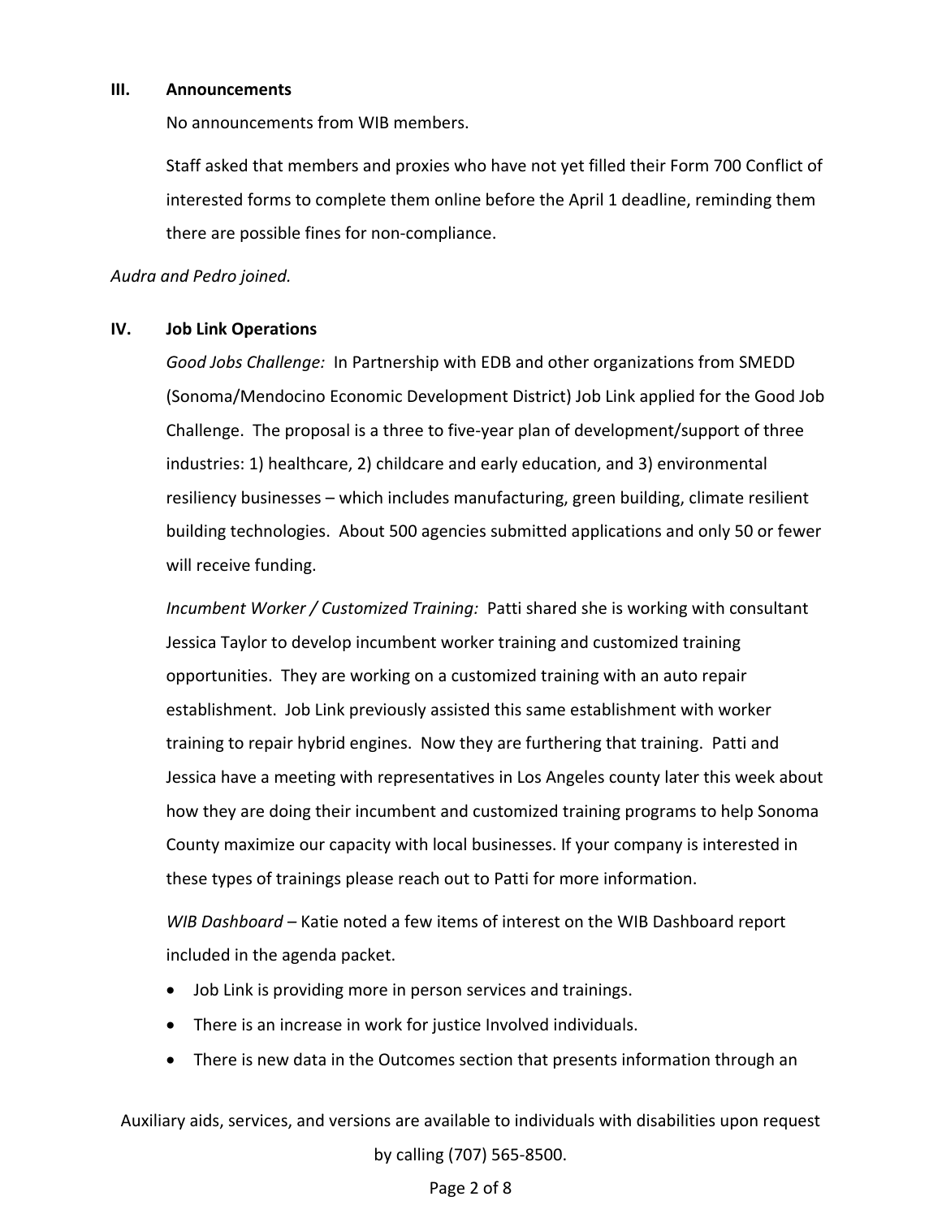## III. Announcements

No announcements from WIB members.

Staff asked that members and proxies who have not yet filled their Form 700 Conflict of interested forms to complete them online before the April 1 deadline, reminding them there are possible fines for non-compliance.

*Audra and Pedro joined.*

## IV. Job Link Operations

*Good Jobs Challenge:* In Partnership with EDB and other organizations from SMEDD (Sonoma/Mendocino Economic Development District) Job Link applied for the Good Job Challenge. The proposal is a three to five-year plan of development/support of three industries: 1) healthcare, 2) childcare and early education, and 3) environmental resiliency businesses – which includes manufacturing, green building, climate resilient building technologies. About 500 agencies submitted applications and only 50 or fewer will receive funding.

*Incumbent Worker / Customized Training:* Patti shared she is working with consultant Jessica Taylor to develop incumbent worker training and customized training opportunities. They are working on a customized training with an auto repair establishment. Job Link previously assisted this same establishment with worker training to repair hybrid engines. Now they are furthering that training. Patti and Jessica have a meeting with representatives in Los Angeles county later this week about how they are doing their incumbent and customized training programs to help Sonoma County maximize our capacity with local businesses. If your company is interested in these types of trainings please reach out to Patti for more information.

*WIB Dashboard* – Katie noted a few items of interest on the WIB Dashboard report included in the agenda packet.

- Job Link is providing more in person services and trainings.
- There is an increase in work for justice Involved individuals.
- There is new data in the Outcomes section that presents information through an

Auxiliary aids, services, and versions are available to individuals with disabilities upon request by calling (707) 565-8500.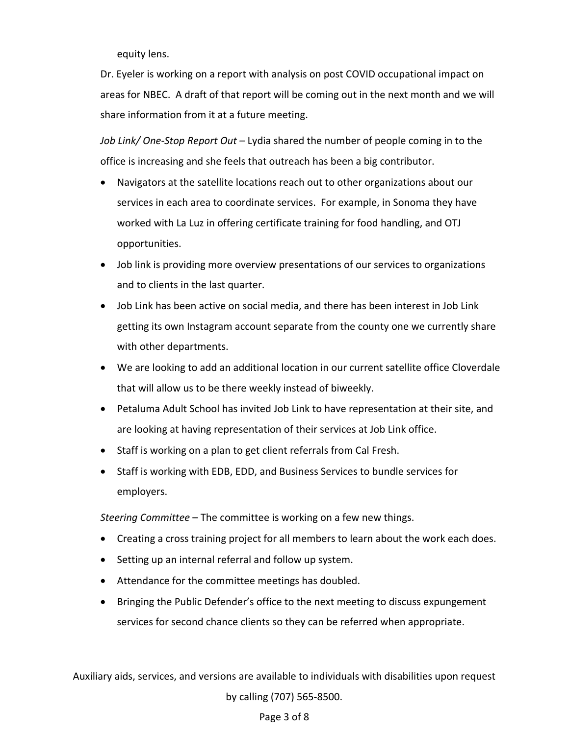equity lens.

Dr. Eyeler is working on a report with analysis on post COVID occupational impact on areas for NBEC. A draft of that report will be coming out in the next month and we will share information from it at a future meeting.

*Job Link/ One-Stop Report Out* – Lydia shared the number of people coming in to the office is increasing and she feels that outreach has been a big contributor.

- Navigators at the satellite locations reach out to other organizations about our services in each area to coordinate services. For example, in Sonoma they have worked with La Luz in offering certificate training for food handling, and OTJ opportunities.
- Job link is providing more overview presentations of our services to organizations and to clients in the last quarter.
- Job Link has been active on social media, and there has been interest in Job Link getting its own Instagram account separate from the county one we currently share with other departments.
- We are looking to add an additional location in our current satellite office Cloverdale that will allow us to be there weekly instead of biweekly.
- Petaluma Adult School has invited Job Link to have representation at their site, and are looking at having representation of their services at Job Link office.
- Staff is working on a plan to get client referrals from Cal Fresh.
- Staff is working with EDB, EDD, and Business Services to bundle services for employers.

*Steering Committee* – The committee is working on a few new things.

- Creating a cross training project for all members to learn about the work each does.
- Setting up an internal referral and follow up system.
- Attendance for the committee meetings has doubled.
- Bringing the Public Defender's office to the next meeting to discuss expungement services for second chance clients so they can be referred when appropriate.

Auxiliary aids, services, and versions are available to individuals with disabilities upon request by calling (707) 565-8500.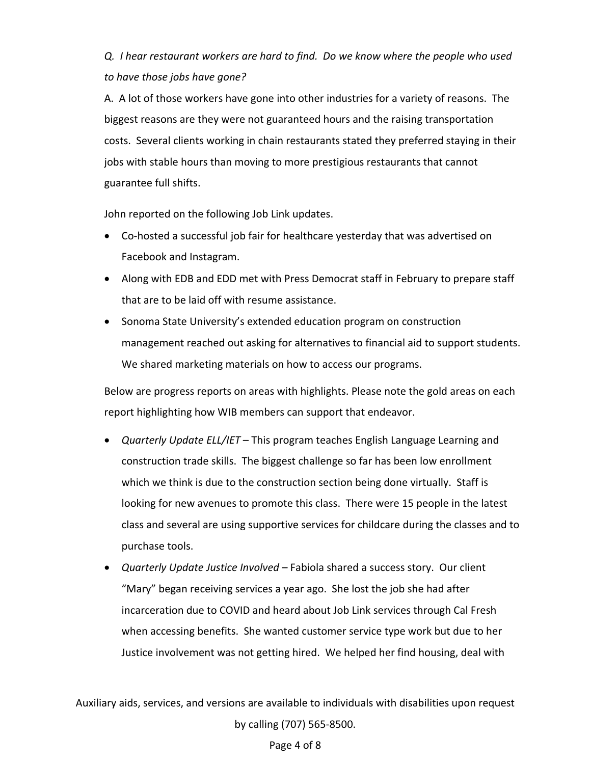*Q. I hear restaurant workers are hard to find. Do we know where the people who used to have those jobs have gone?*

A. A lot of those workers have gone into other industries for a variety of reasons. The biggest reasons are they were not guaranteed hours and the raising transportation costs. Several clients working in chain restaurants stated they preferred staying in their jobs with stable hours than moving to more prestigious restaurants that cannot guarantee full shifts.

John reported on the following Job Link updates.

- Co-hosted a successful job fair for healthcare yesterday that was advertised on Facebook and Instagram.
- Along with EDB and EDD met with Press Democrat staff in February to prepare staff that are to be laid off with resume assistance.
- Sonoma State University's extended education program on construction management reached out asking for alternatives to financial aid to support students. We shared marketing materials on how to access our programs.

Below are progress reports on areas with highlights. Please note the gold areas on each report highlighting how WIB members can support that endeavor.

- *Quarterly Update ELL/IET* – This program teaches English Language Learning and construction trade skills. The biggest challenge so far has been low enrollment which we think is due to the construction section being done virtually. Staff is looking for new avenues to promote this class. There were 15 people in the latest class and several are using supportive services for childcare during the classes and to purchase tools.
- *Quarterly Update Justice Involved* – Fabiola shared a success story. Our client "Mary" began receiving services a year ago. She lost the job she had after incarceration due to COVID and heard about Job Link services through Cal Fresh when accessing benefits. She wanted customer service type work but due to her Justice involvement was not getting hired. We helped her find housing, deal with

Auxiliary aids, services, and versions are available to individuals with disabilities upon request by calling (707) 565-8500.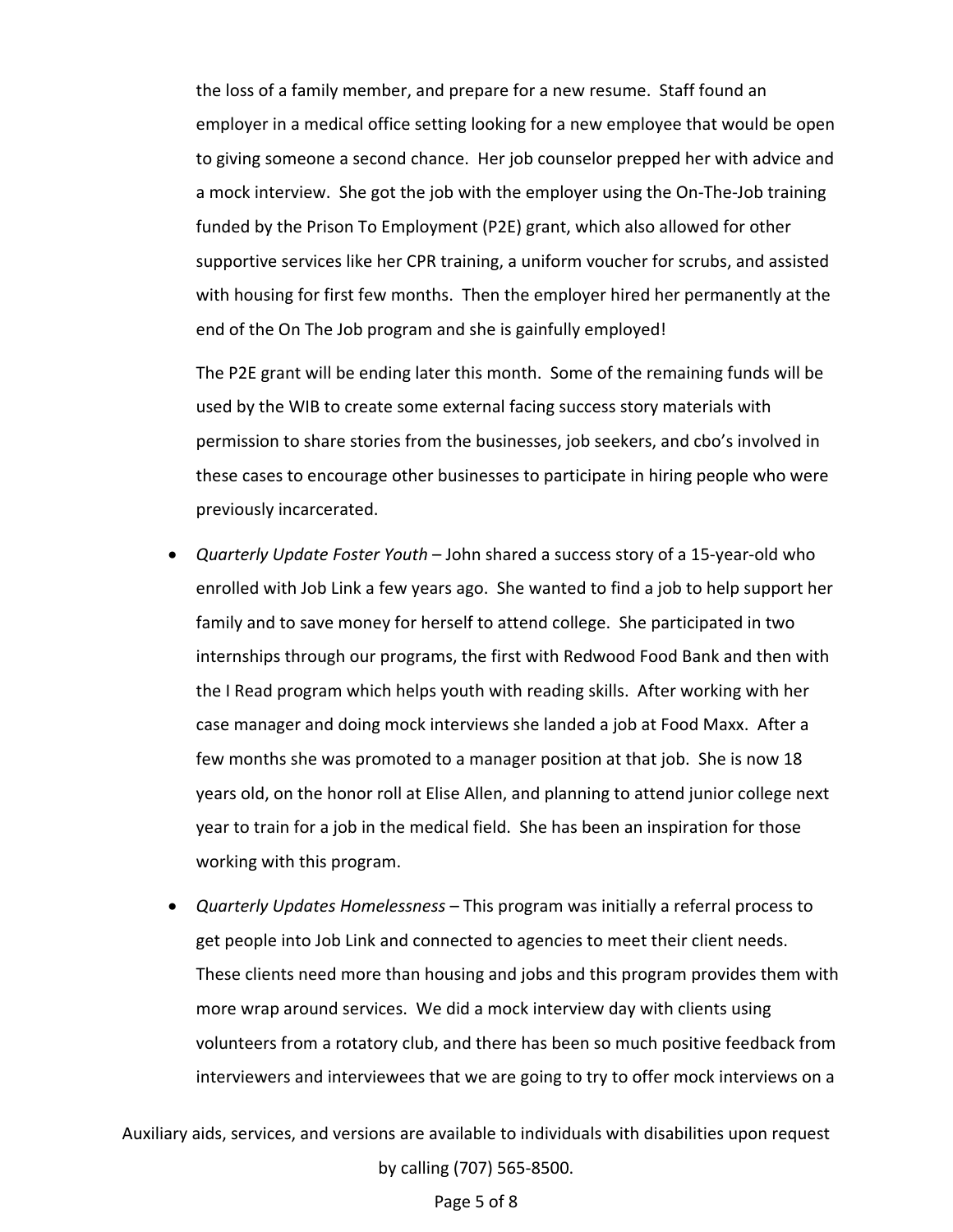the loss of a family member, and prepare for a new resume. Staff found an employer in a medical office setting looking for a new employee that would be open to giving someone a second chance. Her job counselor prepped her with advice and a mock interview. She got the job with the employer using the On-The-Job training funded by the Prison To Employment (P2E) grant, which also allowed for other supportive services like her CPR training, a uniform voucher for scrubs, and assisted with housing for first few months. Then the employer hired her permanently at the end of the On The Job program and she is gainfully employed!

The P2E grant will be ending later this month. Some of the remaining funds will be used by the WIB to create some external facing success story materials with permission to share stories from the businesses, job seekers, and cbo's involved in these cases to encourage other businesses to participate in hiring people who were previously incarcerated.

- *Quarterly Update Foster Youth* – John shared a success story of a 15-year-old who enrolled with Job Link a few years ago. She wanted to find a job to help support her family and to save money for herself to attend college. She participated in two internships through our programs, the first with Redwood Food Bank and then with the I Read program which helps youth with reading skills. After working with her case manager and doing mock interviews she landed a job at Food Maxx. After a few months she was promoted to a manager position at that job. She is now 18 years old, on the honor roll at Elise Allen, and planning to attend junior college next year to train for a job in the medical field. She has been an inspiration for those working with this program.
- *Quarterly Updates Homelessness* – This program was initially a referral process to get people into Job Link and connected to agencies to meet their client needs. These clients need more than housing and jobs and this program provides them with more wrap around services. We did a mock interview day with clients using volunteers from a rotatory club, and there has been so much positive feedback from interviewers and interviewees that we are going to try to offer mock interviews on a

Auxiliary aids, services, and versions are available to individuals with disabilities upon request by calling (707) 565-8500.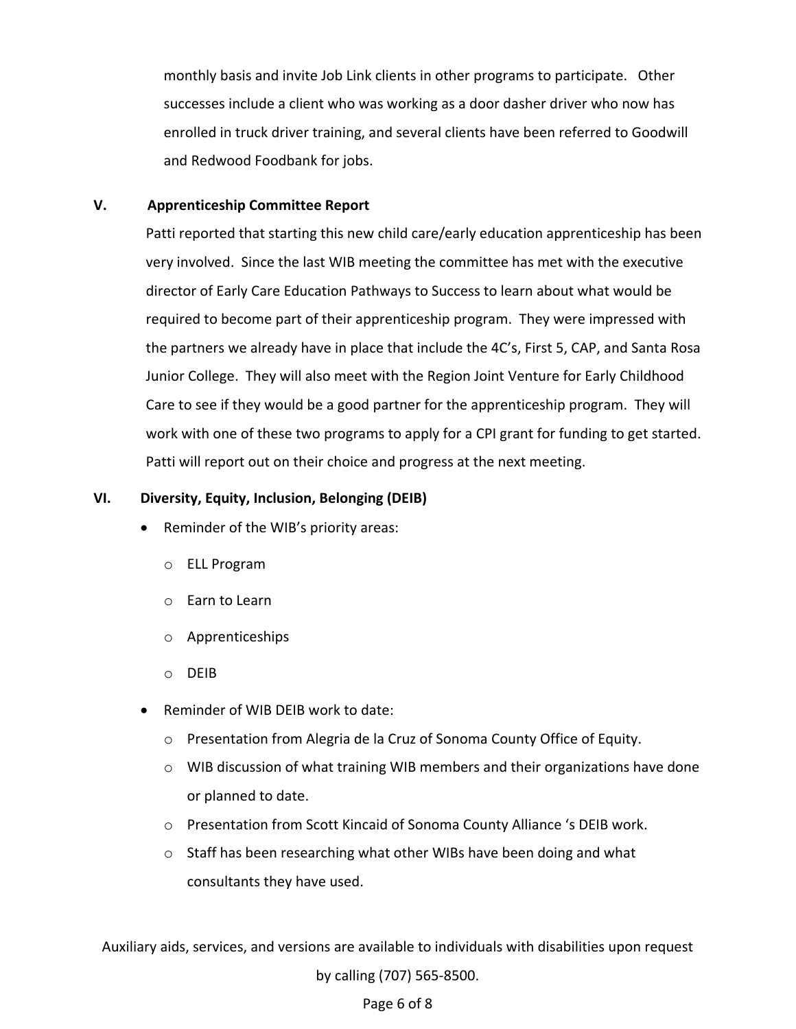monthly basis and invite Job Link clients in other programs to participate. Other successes include a client who was working as a door dasher driver who now has enrolled in truck driver training, and several clients have been referred to Goodwill and Redwood Foodbank for jobs.

## V. Apprenticeship Committee Report

Patti reported that starting this new child care/early education apprenticeship has been very involved. Since the last WIB meeting the committee has met with the executive director of Early Care Education Pathways to Success to learn about what would be required to become part of their apprenticeship program. They were impressed with the partners we already have in place that include the 4C's, First 5, CAP, and Santa Rosa Junior College. They will also meet with the Region Joint Venture for Early Childhood Care to see if they would be a good partner for the apprenticeship program. They will work with one of these two programs to apply for a CPI grant for funding to get started. Patti will report out on their choice and progress at the next meeting.

## VI. Diversity, Equity, Inclusion, Belonging (DEIB)

- Reminder of the WIB's priority areas:
  - ELL Program
  - Earn to Learn
  - Apprenticeships
  - DEIB
- Reminder of WIB DEIB work to date:
  - Presentation from Alegria de la Cruz of Sonoma County Office of Equity.
  - WIB discussion of what training WIB members and their organizations have done or planned to date.
  - Presentation from Scott Kincaid of Sonoma County Alliance 's DEIB work.
  - Staff has been researching what other WIBs have been doing and what consultants they have used.

Auxiliary aids, services, and versions are available to individuals with disabilities upon request by calling (707) 565-8500.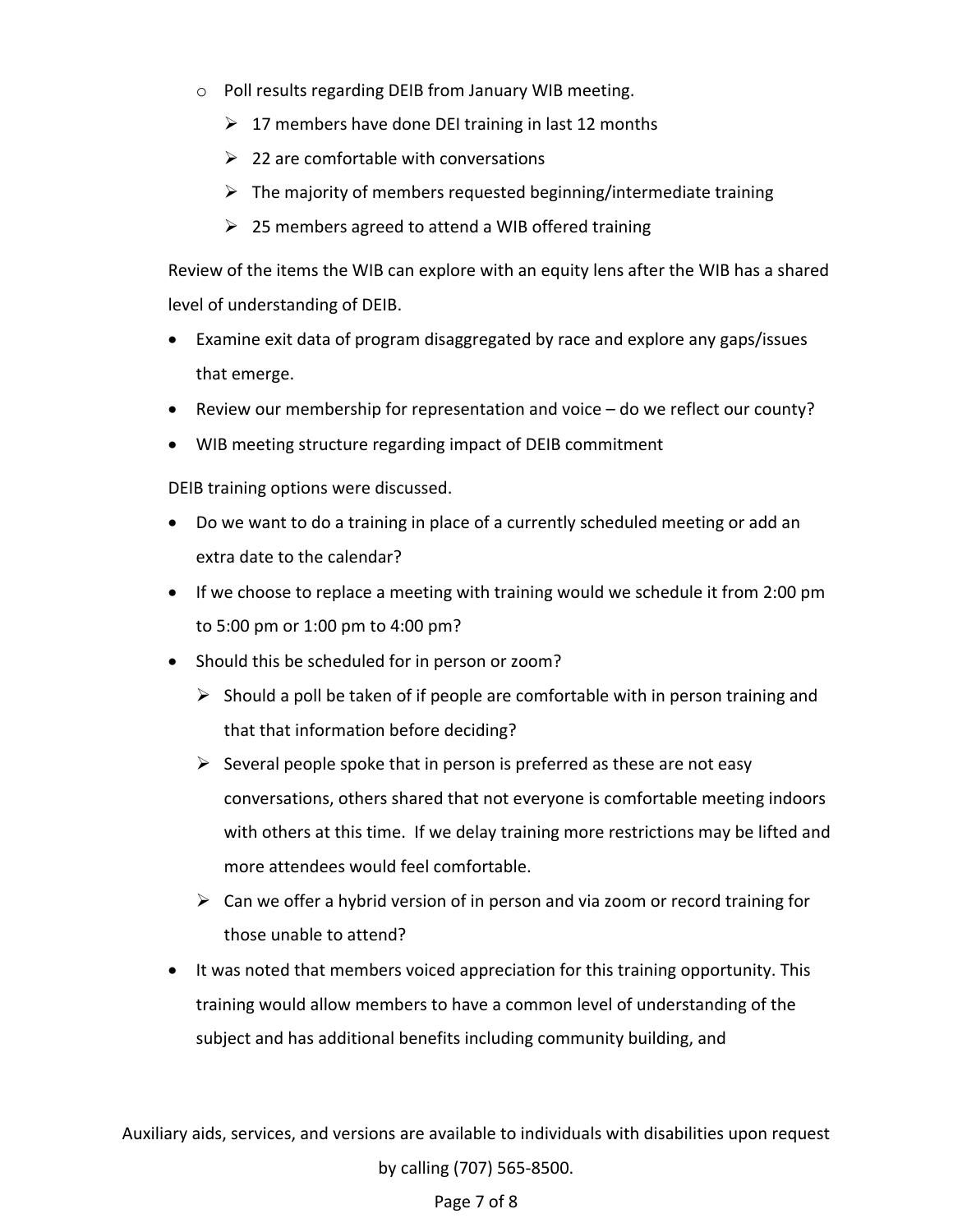- Poll results regarding DEIB from January WIB meeting.
  - 17 members have done DEI training in last 12 months
  - 22 are comfortable with conversations
  - The majority of members requested beginning/intermediate training
  - 25 members agreed to attend a WIB offered training

Review of the items the WIB can explore with an equity lens after the WIB has a shared level of understanding of DEIB.

- Examine exit data of program disaggregated by race and explore any gaps/issues that emerge.
- Review our membership for representation and voice – do we reflect our county?
- WIB meeting structure regarding impact of DEIB commitment

DEIB training options were discussed.

- Do we want to do a training in place of a currently scheduled meeting or add an extra date to the calendar?
- If we choose to replace a meeting with training would we schedule it from 2:00 pm to 5:00 pm or 1:00 pm to 4:00 pm?
- Should this be scheduled for in person or zoom?
  - Should a poll be taken of if people are comfortable with in person training and that that information before deciding?
  - Several people spoke that in person is preferred as these are not easy conversations, others shared that not everyone is comfortable meeting indoors with others at this time. If we delay training more restrictions may be lifted and more attendees would feel comfortable.
  - Can we offer a hybrid version of in person and via zoom or record training for those unable to attend?
- It was noted that members voiced appreciation for this training opportunity. This training would allow members to have a common level of understanding of the subject and has additional benefits including community building, and

Auxiliary aids, services, and versions are available to individuals with disabilities upon request by calling (707) 565-8500.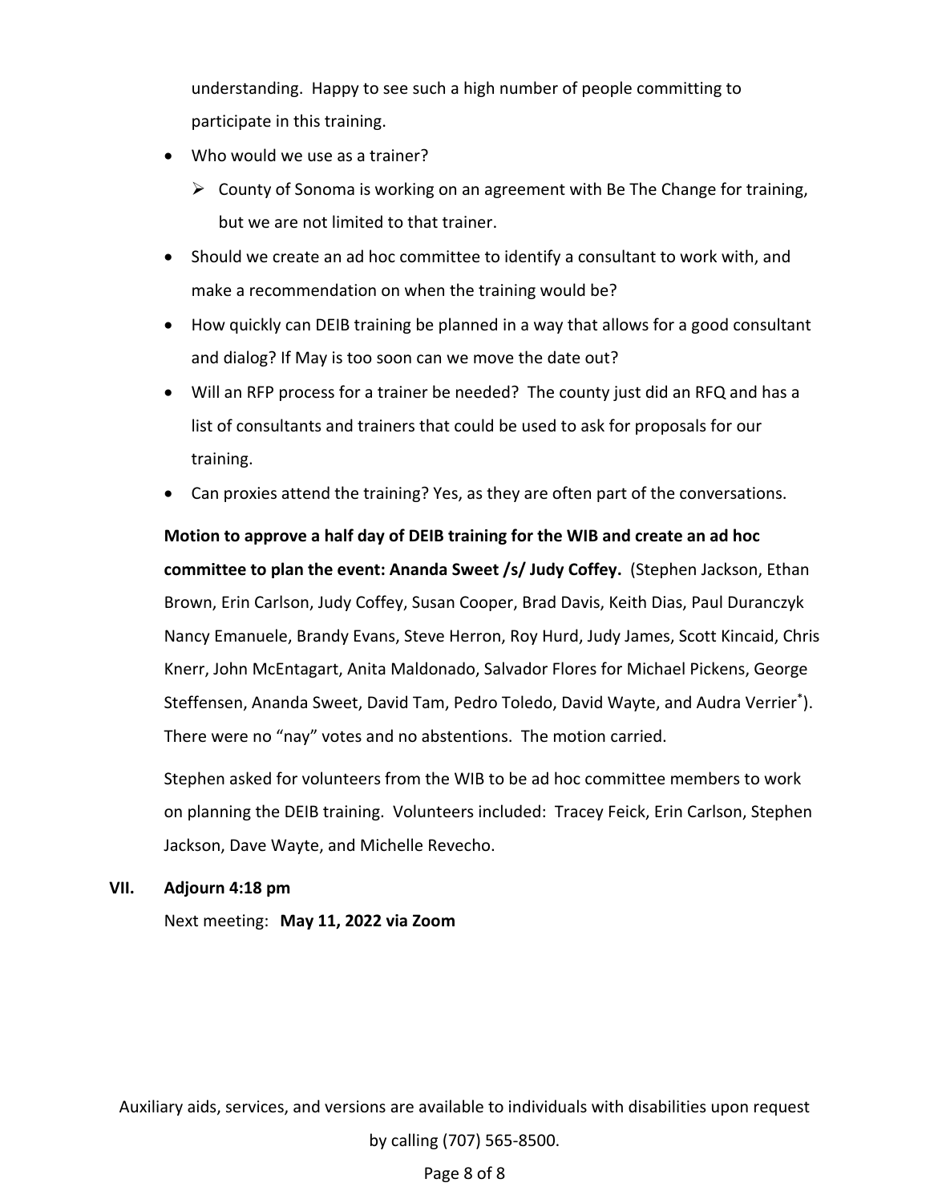understanding. Happy to see such a high number of people committing to participate in this training.

- Who would we use as a trainer?
  - County of Sonoma is working on an agreement with Be The Change for training, but we are not limited to that trainer.
- Should we create an ad hoc committee to identify a consultant to work with, and make a recommendation on when the training would be?
- How quickly can DEIB training be planned in a way that allows for a good consultant and dialog? If May is too soon can we move the date out?
- Will an RFP process for a trainer be needed? The county just did an RFQ and has a list of consultants and trainers that could be used to ask for proposals for our training.
- Can proxies attend the training? Yes, as they are often part of the conversations.

**Motion to approve a half day of DEIB training for the WIB and create an ad hoc committee to plan the event: Ananda Sweet /s/ Judy Coffey.** (Stephen Jackson, Ethan Brown, Erin Carlson, Judy Coffey, Susan Cooper, Brad Davis, Keith Dias, Paul Duranczyk Nancy Emanuele, Brandy Evans, Steve Herron, Roy Hurd, Judy James, Scott Kincaid, Chris Knerr, John McEntagart, Anita Maldonado, Salvador Flores for Michael Pickens, George Steffensen, Ananda Sweet, David Tam, Pedro Toledo, David Wayte, and Audra Verrier*). There were no "nay" votes and no abstentions. The motion carried.

Stephen asked for volunteers from the WIB to be ad hoc committee members to work on planning the DEIB training. Volunteers included: Tracey Feick, Erin Carlson, Stephen Jackson, Dave Wayte, and Michelle Revecho.

## VII. Adjourn 4:18 pm

Next meeting: **May 11, 2022 via Zoom**

Auxiliary aids, services, and versions are available to individuals with disabilities upon request by calling (707) 565-8500.